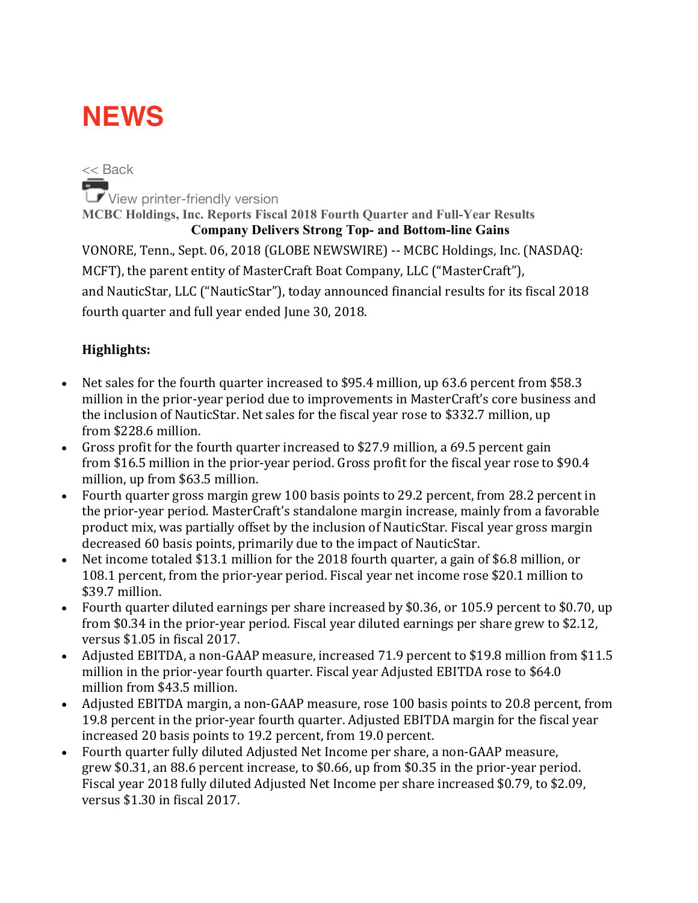# NEWS

<< Back

View printer-friendly version

**MCBC Holdings, Inc. Reports Fiscal 2018 Fourth Quarter and Full-Year Results**

**Company Delivers Strong Top- and Bottom-line Gains**

VONORE, Tenn., Sept. 06, 2018 (GLOBE NEWSWIRE) -- MCBC Holdings, Inc. (NASDAQ: MCFT), the parent entity of MasterCraft Boat Company, LLC ("MasterCraft"), and NauticStar, LLC ("NauticStar"), today announced financial results for its fiscal 2018 fourth quarter and full year ended June 30, 2018.

**Highlights:**

- Net sales for the fourth quarter increased to $95.4 million, up 63.6 percent from $58.3 million in the prior-year period due to improvements in MasterCraft's core business and the inclusion of NauticStar. Net sales for the fiscal year rose to $332.7 million, up from $228.6 million.
- Gross profit for the fourth quarter increased to $27.9 million, a 69.5 percent gain from $16.5 million in the prior-year period. Gross profit for the fiscal year rose to $90.4 million, up from $63.5 million.
- Fourth quarter gross margin grew 100 basis points to 29.2 percent, from 28.2 percent in the prior-year period. MasterCraft's standalone margin increase, mainly from a favorable product mix, was partially offset by the inclusion of NauticStar. Fiscal year gross margin decreased 60 basis points, primarily due to the impact of NauticStar.
- Net income totaled $13.1 million for the 2018 fourth quarter, a gain of $6.8 million, or 108.1 percent, from the prior-year period. Fiscal year net income rose $20.1 million to $39.7 million.
- Fourth quarter diluted earnings per share increased by $0.36, or 105.9 percent to $0.70, up from $0.34 in the prior-year period. Fiscal year diluted earnings per share grew to $2.12, versus $1.05 in fiscal 2017.
- Adjusted EBITDA, a non-GAAP measure, increased 71.9 percent to $19.8 million from $11.5 million in the prior-year fourth quarter. Fiscal year Adjusted EBITDA rose to $64.0 million from $43.5 million.
- Adjusted EBITDA margin, a non-GAAP measure, rose 100 basis points to 20.8 percent, from 19.8 percent in the prior-year fourth quarter. Adjusted EBITDA margin for the fiscal year increased 20 basis points to 19.2 percent, from 19.0 percent.
- Fourth quarter fully diluted Adjusted Net Income per share, a non-GAAP measure, grew $0.31, an 88.6 percent increase, to $0.66, up from $0.35 in the prior-year period. Fiscal year 2018 fully diluted Adjusted Net Income per share increased $0.79, to $2.09, versus $1.30 in fiscal 2017.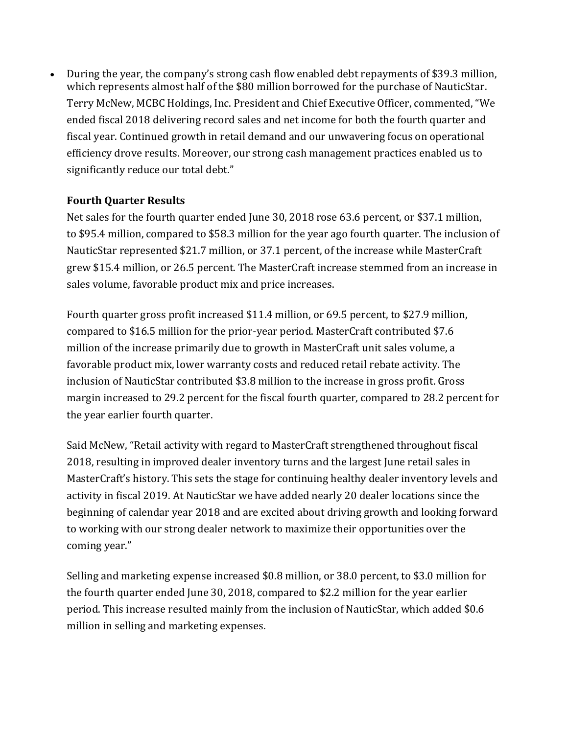- During the year, the company's strong cash flow enabled debt repayments of $39.3 million, which represents almost half of the $80 million borrowed for the purchase of NauticStar.

Terry McNew, MCBC Holdings, Inc. President and Chief Executive Officer, commented, "We ended fiscal 2018 delivering record sales and net income for both the fourth quarter and fiscal year. Continued growth in retail demand and our unwavering focus on operational efficiency drove results. Moreover, our strong cash management practices enabled us to significantly reduce our total debt."

**Fourth Quarter Results**

Net sales for the fourth quarter ended June 30, 2018 rose 63.6 percent, or $37.1 million, to $95.4 million, compared to $58.3 million for the year ago fourth quarter. The inclusion of NauticStar represented $21.7 million, or 37.1 percent, of the increase while MasterCraft grew $15.4 million, or 26.5 percent. The MasterCraft increase stemmed from an increase in sales volume, favorable product mix and price increases.

Fourth quarter gross profit increased $11.4 million, or 69.5 percent, to $27.9 million, compared to $16.5 million for the prior-year period. MasterCraft contributed $7.6 million of the increase primarily due to growth in MasterCraft unit sales volume, a favorable product mix, lower warranty costs and reduced retail rebate activity. The inclusion of NauticStar contributed $3.8 million to the increase in gross profit. Gross margin increased to 29.2 percent for the fiscal fourth quarter, compared to 28.2 percent for the year earlier fourth quarter.

Said McNew, "Retail activity with regard to MasterCraft strengthened throughout fiscal 2018, resulting in improved dealer inventory turns and the largest June retail sales in MasterCraft's history. This sets the stage for continuing healthy dealer inventory levels and activity in fiscal 2019. At NauticStar we have added nearly 20 dealer locations since the beginning of calendar year 2018 and are excited about driving growth and looking forward to working with our strong dealer network to maximize their opportunities over the coming year."

Selling and marketing expense increased $0.8 million, or 38.0 percent, to $3.0 million for the fourth quarter ended June 30, 2018, compared to $2.2 million for the year earlier period. This increase resulted mainly from the inclusion of NauticStar, which added $0.6 million in selling and marketing expenses.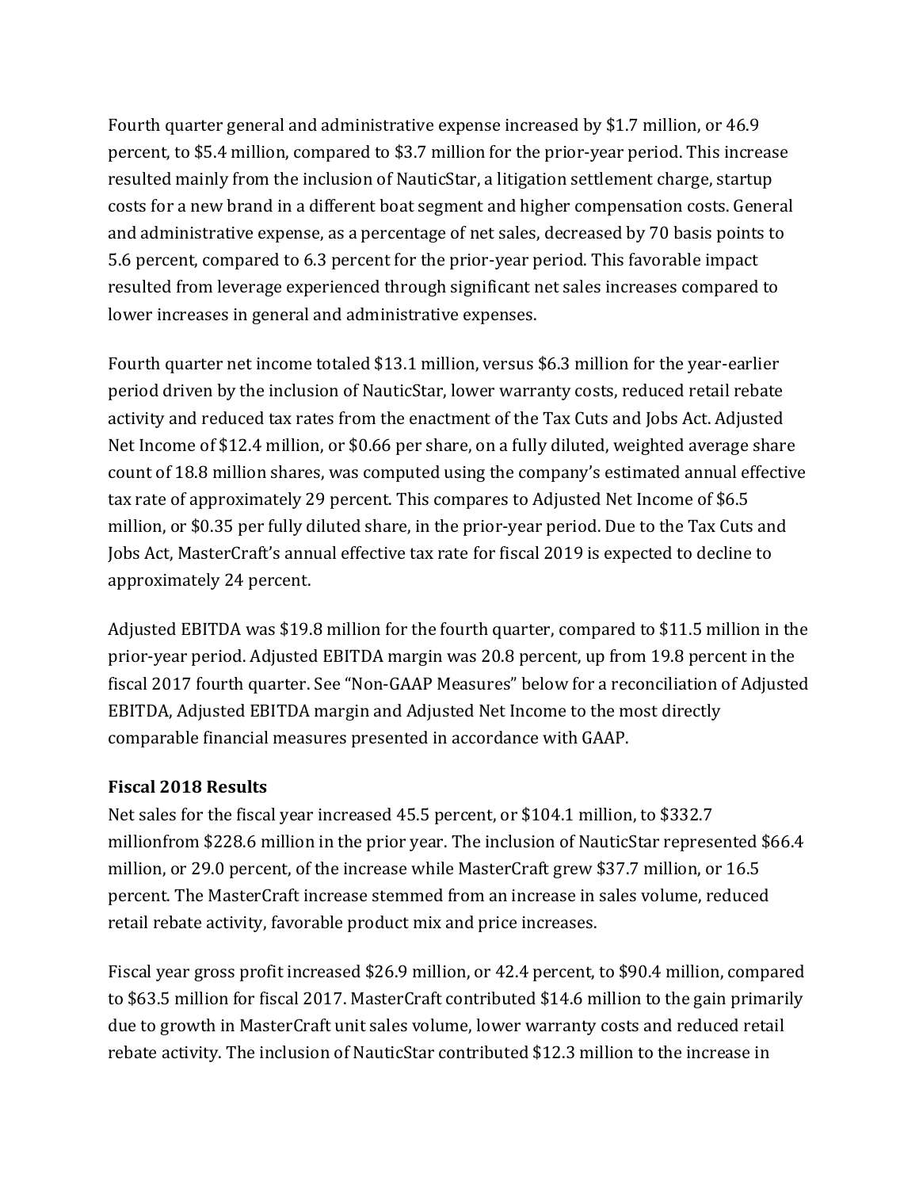Fourth quarter general and administrative expense increased by $1.7 million, or 46.9 percent, to $5.4 million, compared to $3.7 million for the prior-year period. This increase resulted mainly from the inclusion of NauticStar, a litigation settlement charge, startup costs for a new brand in a different boat segment and higher compensation costs. General and administrative expense, as a percentage of net sales, decreased by 70 basis points to 5.6 percent, compared to 6.3 percent for the prior-year period. This favorable impact resulted from leverage experienced through significant net sales increases compared to lower increases in general and administrative expenses.

Fourth quarter net income totaled $13.1 million, versus $6.3 million for the year-earlier period driven by the inclusion of NauticStar, lower warranty costs, reduced retail rebate activity and reduced tax rates from the enactment of the Tax Cuts and Jobs Act. Adjusted Net Income of $12.4 million, or $0.66 per share, on a fully diluted, weighted average share count of 18.8 million shares, was computed using the company's estimated annual effective tax rate of approximately 29 percent. This compares to Adjusted Net Income of $6.5 million, or $0.35 per fully diluted share, in the prior-year period. Due to the Tax Cuts and Jobs Act, MasterCraft's annual effective tax rate for fiscal 2019 is expected to decline to approximately 24 percent.

Adjusted EBITDA was $19.8 million for the fourth quarter, compared to $11.5 million in the prior-year period. Adjusted EBITDA margin was 20.8 percent, up from 19.8 percent in the fiscal 2017 fourth quarter. See "Non-GAAP Measures" below for a reconciliation of Adjusted EBITDA, Adjusted EBITDA margin and Adjusted Net Income to the most directly comparable financial measures presented in accordance with GAAP.

**Fiscal 2018 Results**

Net sales for the fiscal year increased 45.5 percent, or $104.1 million, to $332.7 millionfrom $228.6 million in the prior year. The inclusion of NauticStar represented $66.4 million, or 29.0 percent, of the increase while MasterCraft grew $37.7 million, or 16.5 percent. The MasterCraft increase stemmed from an increase in sales volume, reduced retail rebate activity, favorable product mix and price increases.

Fiscal year gross profit increased $26.9 million, or 42.4 percent, to $90.4 million, compared to $63.5 million for fiscal 2017. MasterCraft contributed $14.6 million to the gain primarily due to growth in MasterCraft unit sales volume, lower warranty costs and reduced retail rebate activity. The inclusion of NauticStar contributed $12.3 million to the increase in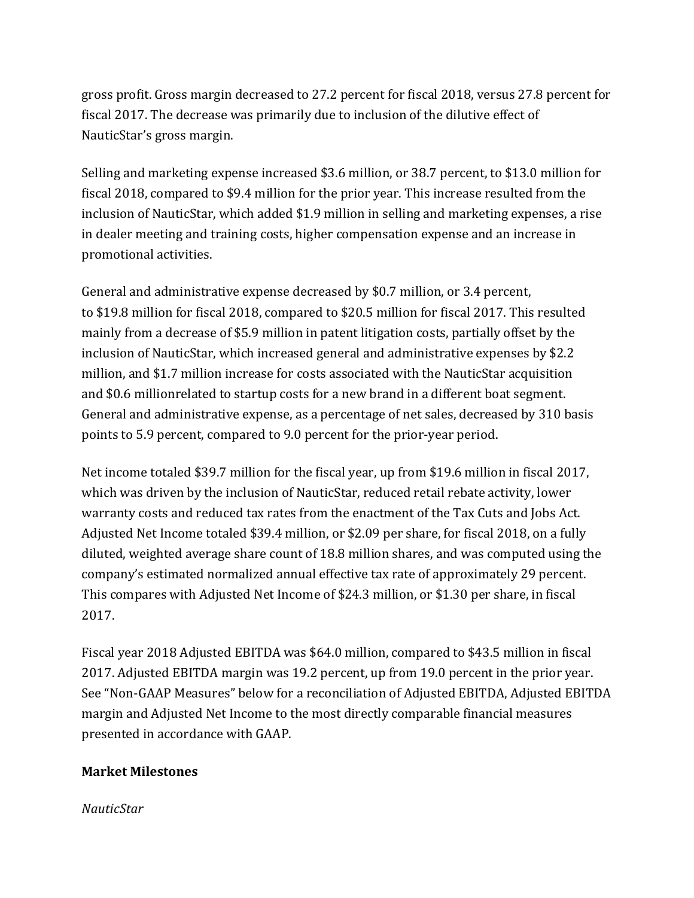gross profit. Gross margin decreased to 27.2 percent for fiscal 2018, versus 27.8 percent for fiscal 2017. The decrease was primarily due to inclusion of the dilutive effect of NauticStar's gross margin.

Selling and marketing expense increased $3.6 million, or 38.7 percent, to $13.0 million for fiscal 2018, compared to $9.4 million for the prior year. This increase resulted from the inclusion of NauticStar, which added $1.9 million in selling and marketing expenses, a rise in dealer meeting and training costs, higher compensation expense and an increase in promotional activities.

General and administrative expense decreased by $0.7 million, or 3.4 percent, to $19.8 million for fiscal 2018, compared to $20.5 million for fiscal 2017. This resulted mainly from a decrease of $5.9 million in patent litigation costs, partially offset by the inclusion of NauticStar, which increased general and administrative expenses by $2.2 million, and $1.7 million increase for costs associated with the NauticStar acquisition and $0.6 millionrelated to startup costs for a new brand in a different boat segment. General and administrative expense, as a percentage of net sales, decreased by 310 basis points to 5.9 percent, compared to 9.0 percent for the prior-year period.

Net income totaled $39.7 million for the fiscal year, up from $19.6 million in fiscal 2017, which was driven by the inclusion of NauticStar, reduced retail rebate activity, lower warranty costs and reduced tax rates from the enactment of the Tax Cuts and Jobs Act. Adjusted Net Income totaled $39.4 million, or $2.09 per share, for fiscal 2018, on a fully diluted, weighted average share count of 18.8 million shares, and was computed using the company's estimated normalized annual effective tax rate of approximately 29 percent. This compares with Adjusted Net Income of $24.3 million, or $1.30 per share, in fiscal 2017.

Fiscal year 2018 Adjusted EBITDA was $64.0 million, compared to $43.5 million in fiscal 2017. Adjusted EBITDA margin was 19.2 percent, up from 19.0 percent in the prior year. See "Non-GAAP Measures" below for a reconciliation of Adjusted EBITDA, Adjusted EBITDA margin and Adjusted Net Income to the most directly comparable financial measures presented in accordance with GAAP.

**Market Milestones**

*NauticStar*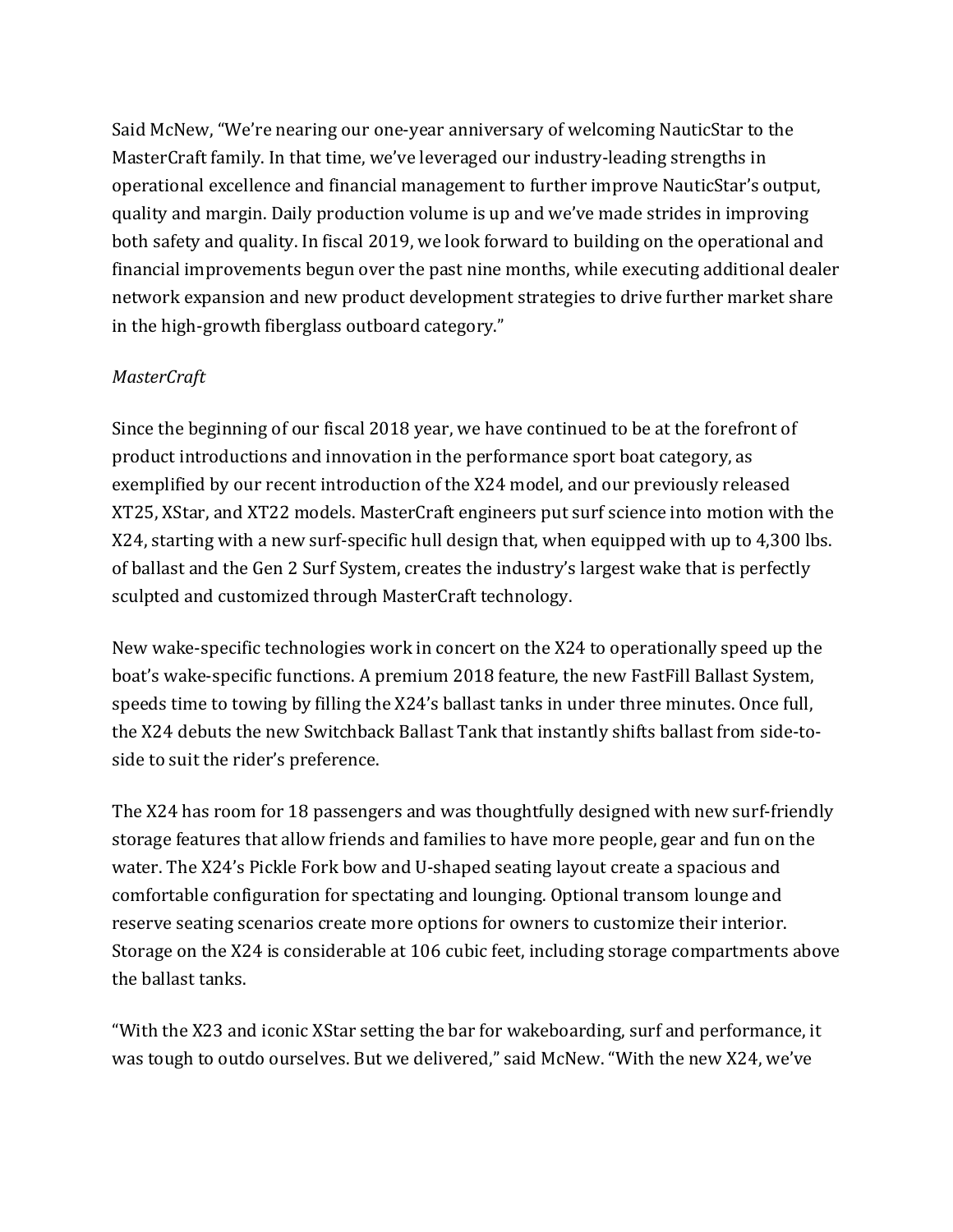Said McNew, "We're nearing our one-year anniversary of welcoming NauticStar to the MasterCraft family. In that time, we've leveraged our industry-leading strengths in operational excellence and financial management to further improve NauticStar's output, quality and margin. Daily production volume is up and we've made strides in improving both safety and quality. In fiscal 2019, we look forward to building on the operational and financial improvements begun over the past nine months, while executing additional dealer network expansion and new product development strategies to drive further market share in the high-growth fiberglass outboard category."

*MasterCraft*

Since the beginning of our fiscal 2018 year, we have continued to be at the forefront of product introductions and innovation in the performance sport boat category, as exemplified by our recent introduction of the X24 model, and our previously released XT25, XStar, and XT22 models. MasterCraft engineers put surf science into motion with the X24, starting with a new surf-specific hull design that, when equipped with up to 4,300 lbs. of ballast and the Gen 2 Surf System, creates the industry's largest wake that is perfectly sculpted and customized through MasterCraft technology.

New wake-specific technologies work in concert on the X24 to operationally speed up the boat's wake-specific functions. A premium 2018 feature, the new FastFill Ballast System, speeds time to towing by filling the X24's ballast tanks in under three minutes. Once full, the X24 debuts the new Switchback Ballast Tank that instantly shifts ballast from side-to-side to suit the rider's preference.

The X24 has room for 18 passengers and was thoughtfully designed with new surf-friendly storage features that allow friends and families to have more people, gear and fun on the water. The X24's Pickle Fork bow and U-shaped seating layout create a spacious and comfortable configuration for spectating and lounging. Optional transom lounge and reserve seating scenarios create more options for owners to customize their interior. Storage on the X24 is considerable at 106 cubic feet, including storage compartments above the ballast tanks.

"With the X23 and iconic XStar setting the bar for wakeboarding, surf and performance, it was tough to outdo ourselves. But we delivered," said McNew. "With the new X24, we've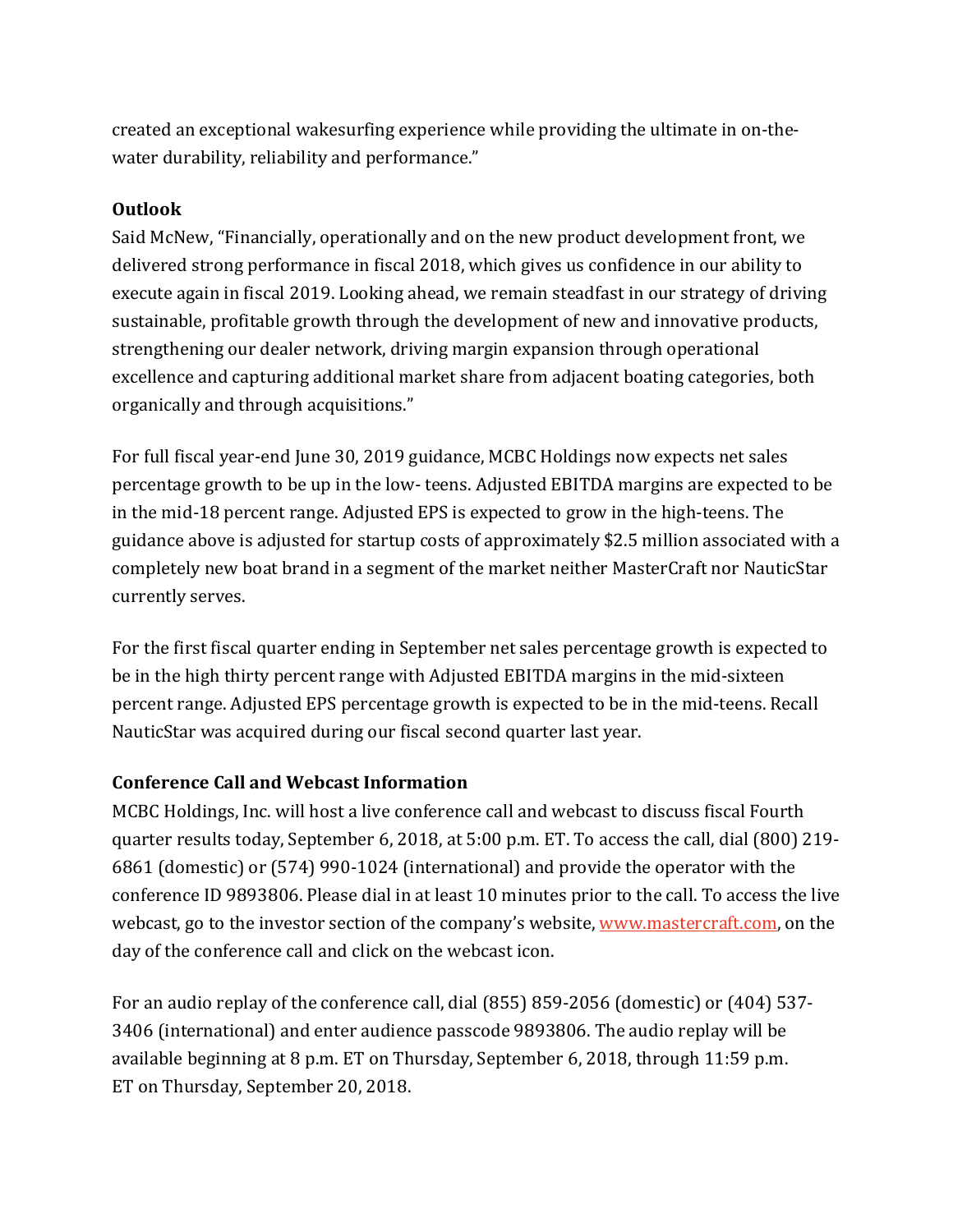created an exceptional wakesurfing experience while providing the ultimate in on-the-water durability, reliability and performance."

**Outlook**

Said McNew, "Financially, operationally and on the new product development front, we delivered strong performance in fiscal 2018, which gives us confidence in our ability to execute again in fiscal 2019. Looking ahead, we remain steadfast in our strategy of driving sustainable, profitable growth through the development of new and innovative products, strengthening our dealer network, driving margin expansion through operational excellence and capturing additional market share from adjacent boating categories, both organically and through acquisitions."

For full fiscal year-end June 30, 2019 guidance, MCBC Holdings now expects net sales percentage growth to be up in the low- teens. Adjusted EBITDA margins are expected to be in the mid-18 percent range. Adjusted EPS is expected to grow in the high-teens. The guidance above is adjusted for startup costs of approximately $2.5 million associated with a completely new boat brand in a segment of the market neither MasterCraft nor NauticStar currently serves.

For the first fiscal quarter ending in September net sales percentage growth is expected to be in the high thirty percent range with Adjusted EBITDA margins in the mid-sixteen percent range. Adjusted EPS percentage growth is expected to be in the mid-teens. Recall NauticStar was acquired during our fiscal second quarter last year.

**Conference Call and Webcast Information**

MCBC Holdings, Inc. will host a live conference call and webcast to discuss fiscal Fourth quarter results today, September 6, 2018, at 5:00 p.m. ET. To access the call, dial (800) 219-6861 (domestic) or (574) 990-1024 (international) and provide the operator with the conference ID 9893806. Please dial in at least 10 minutes prior to the call. To access the live webcast, go to the investor section of the company's website, [www.mastercraft.com](www.mastercraft.com), on the day of the conference call and click on the webcast icon.

For an audio replay of the conference call, dial (855) 859-2056 (domestic) or (404) 537-3406 (international) and enter audience passcode 9893806. The audio replay will be available beginning at 8 p.m. ET on Thursday, September 6, 2018, through 11:59 p.m. ET on Thursday, September 20, 2018.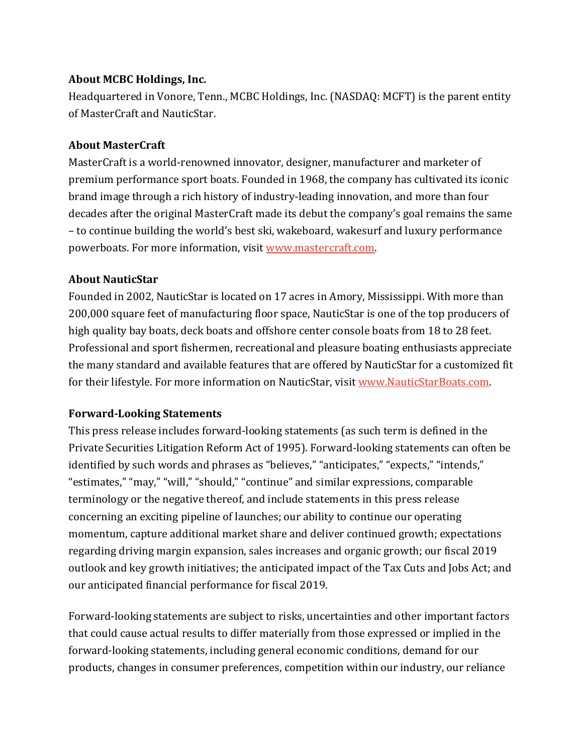**About MCBC Holdings, Inc.**

Headquartered in Vonore, Tenn., MCBC Holdings, Inc. (NASDAQ: MCFT) is the parent entity of MasterCraft and NauticStar.

**About MasterCraft**

MasterCraft is a world-renowned innovator, designer, manufacturer and marketer of premium performance sport boats. Founded in 1968, the company has cultivated its iconic brand image through a rich history of industry-leading innovation, and more than four decades after the original MasterCraft made its debut the company's goal remains the same – to continue building the world's best ski, wakeboard, wakesurf and luxury performance powerboats. For more information, visit www.mastercraft.com.

**About NauticStar**

Founded in 2002, NauticStar is located on 17 acres in Amory, Mississippi. With more than 200,000 square feet of manufacturing floor space, NauticStar is one of the top producers of high quality bay boats, deck boats and offshore center console boats from 18 to 28 feet. Professional and sport fishermen, recreational and pleasure boating enthusiasts appreciate the many standard and available features that are offered by NauticStar for a customized fit for their lifestyle. For more information on NauticStar, visit www.NauticStarBoats.com.

**Forward-Looking Statements**

This press release includes forward-looking statements (as such term is defined in the Private Securities Litigation Reform Act of 1995). Forward-looking statements can often be identified by such words and phrases as "believes," "anticipates," "expects," "intends," "estimates," "may," "will," "should," "continue" and similar expressions, comparable terminology or the negative thereof, and include statements in this press release concerning an exciting pipeline of launches; our ability to continue our operating momentum, capture additional market share and deliver continued growth; expectations regarding driving margin expansion, sales increases and organic growth; our fiscal 2019 outlook and key growth initiatives; the anticipated impact of the Tax Cuts and Jobs Act; and our anticipated financial performance for fiscal 2019.

Forward-looking statements are subject to risks, uncertainties and other important factors that could cause actual results to differ materially from those expressed or implied in the forward-looking statements, including general economic conditions, demand for our products, changes in consumer preferences, competition within our industry, our reliance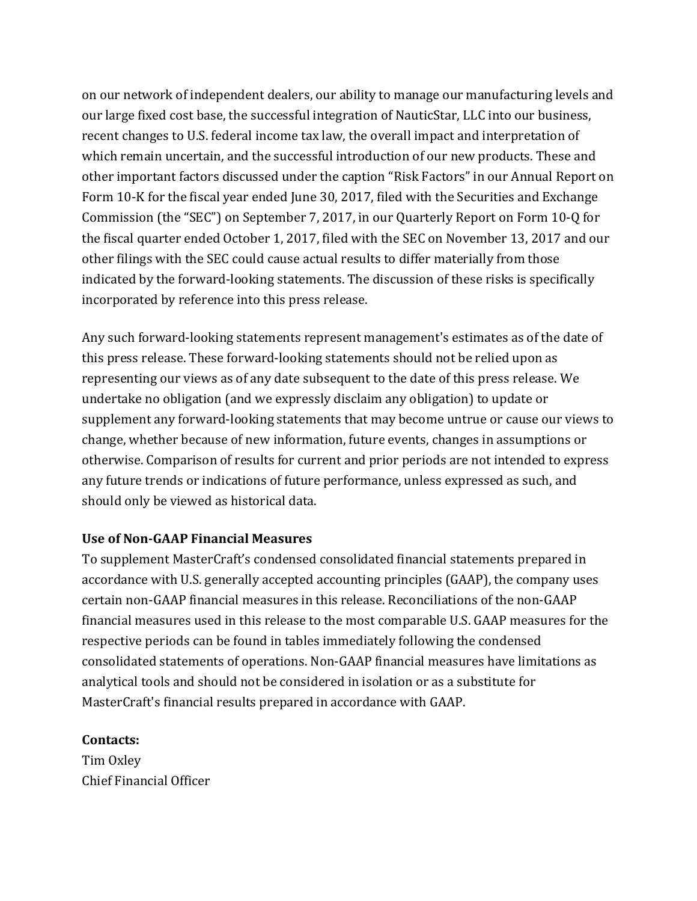on our network of independent dealers, our ability to manage our manufacturing levels and our large fixed cost base, the successful integration of NauticStar, LLC into our business, recent changes to U.S. federal income tax law, the overall impact and interpretation of which remain uncertain, and the successful introduction of our new products. These and other important factors discussed under the caption "Risk Factors" in our Annual Report on Form 10-K for the fiscal year ended June 30, 2017, filed with the Securities and Exchange Commission (the "SEC") on September 7, 2017, in our Quarterly Report on Form 10-Q for the fiscal quarter ended October 1, 2017, filed with the SEC on November 13, 2017 and our other filings with the SEC could cause actual results to differ materially from those indicated by the forward-looking statements. The discussion of these risks is specifically incorporated by reference into this press release.

Any such forward-looking statements represent management's estimates as of the date of this press release. These forward-looking statements should not be relied upon as representing our views as of any date subsequent to the date of this press release. We undertake no obligation (and we expressly disclaim any obligation) to update or supplement any forward-looking statements that may become untrue or cause our views to change, whether because of new information, future events, changes in assumptions or otherwise. Comparison of results for current and prior periods are not intended to express any future trends or indications of future performance, unless expressed as such, and should only be viewed as historical data.

**Use of Non-GAAP Financial Measures**

To supplement MasterCraft's condensed consolidated financial statements prepared in accordance with U.S. generally accepted accounting principles (GAAP), the company uses certain non-GAAP financial measures in this release. Reconciliations of the non-GAAP financial measures used in this release to the most comparable U.S. GAAP measures for the respective periods can be found in tables immediately following the condensed consolidated statements of operations. Non-GAAP financial measures have limitations as analytical tools and should not be considered in isolation or as a substitute for MasterCraft's financial results prepared in accordance with GAAP.

**Contacts:**

Tim Oxley

Chief Financial Officer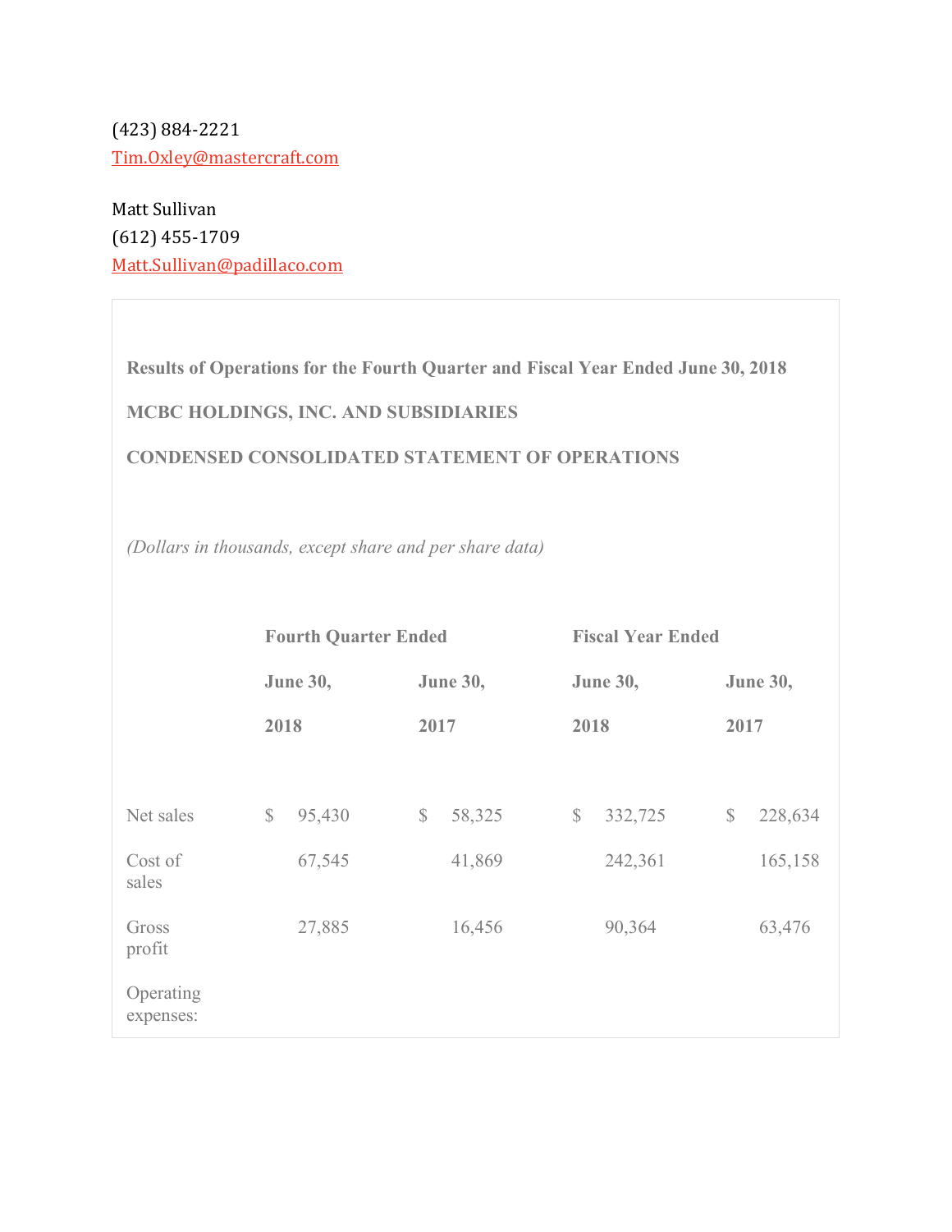(423) 884-2221
Tim.Oxley@mastercraft.com

Matt Sullivan
(612) 455-1709
Matt.Sullivan@padillaco.com

**Results of Operations for the Fourth Quarter and Fiscal Year Ended June 30, 2018**

**MCBC HOLDINGS, INC. AND SUBSIDIARIES**

**CONDENSED CONSOLIDATED STATEMENT OF OPERATIONS**

*(Dollars in thousands, except share and per share data)*

| | Fourth Quarter Ended | | Fiscal Year Ended | |
|---|---|---|---|---|
| | June 30, 2018 | June 30, 2017 | June 30, 2018 | June 30, 2017 |
| Net sales | $ 95,430 | $ 58,325 | $ 332,725 | $ 228,634 |
| Cost of sales | 67,545 | 41,869 | 242,361 | 165,158 |
| Gross profit | 27,885 | 16,456 | 90,364 | 63,476 |
| Operating expenses: | | | | |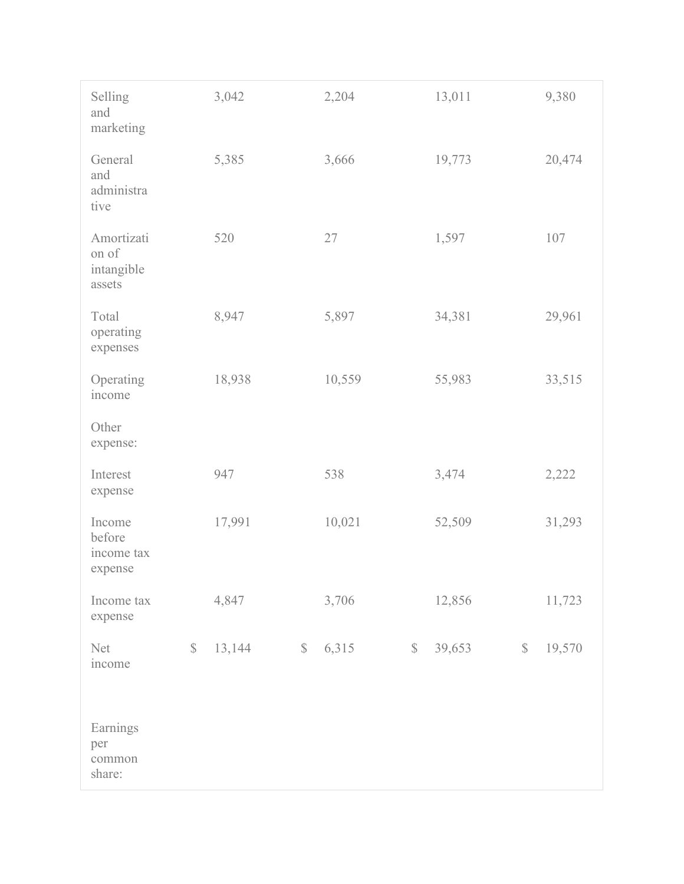| | | | | |
|---|---|---|---|---|
| Selling and marketing | 3,042 | 2,204 | 13,011 | 9,380 |
| General and administrative | 5,385 | 3,666 | 19,773 | 20,474 |
| Amortization of intangible assets | 520 | 27 | 1,597 | 107 |
| Total operating expenses | 8,947 | 5,897 | 34,381 | 29,961 |
| Operating income | 18,938 | 10,559 | 55,983 | 33,515 |
| Other expense: | | | | |
| Interest expense | 947 | 538 | 3,474 | 2,222 |
| Income before income tax expense | 17,991 | 10,021 | 52,509 | 31,293 |
| Income tax expense | 4,847 | 3,706 | 12,856 | 11,723 |
| Net income | $ 13,144 | $ 6,315 | $ 39,653 | $ 19,570 |
| | | | | |
| Earnings per common share: | | | | |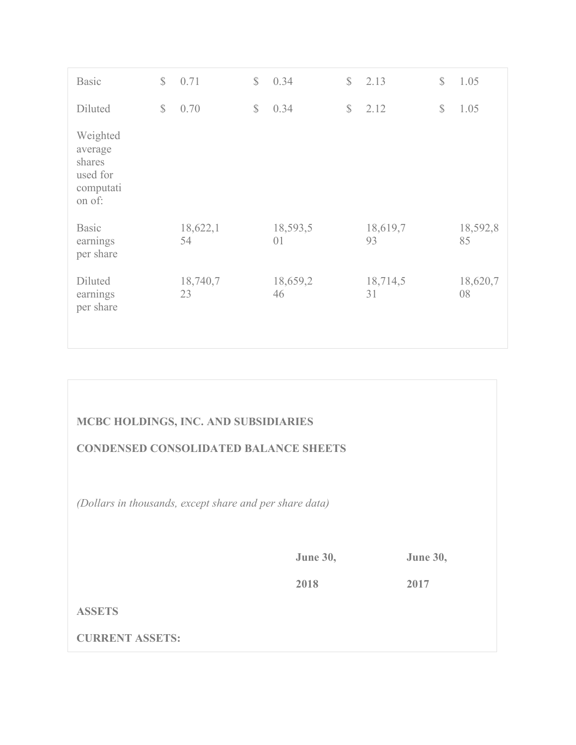| | | | | |
|---|---|---|---|---|
| Basic | $ 0.71 | $ 0.34 | $ 2.13 | $ 1.05 |
| Diluted | $ 0.70 | $ 0.34 | $ 2.12 | $ 1.05 |
| Weighted average shares used for computation of: | | | | |
| Basic earnings per share | 18,622,154 | 18,593,501 | 18,619,793 | 18,592,885 |
| Diluted earnings per share | 18,740,723 | 18,659,246 | 18,714,531 | 18,620,708 |

**MCBC HOLDINGS, INC. AND SUBSIDIARIES**

**CONDENSED CONSOLIDATED BALANCE SHEETS**

*(Dollars in thousands, except share and per share data)*

| | June 30, 2018 | June 30, 2017 |
|---|---|---|
| **ASSETS** | | |
| **CURRENT ASSETS:** | | |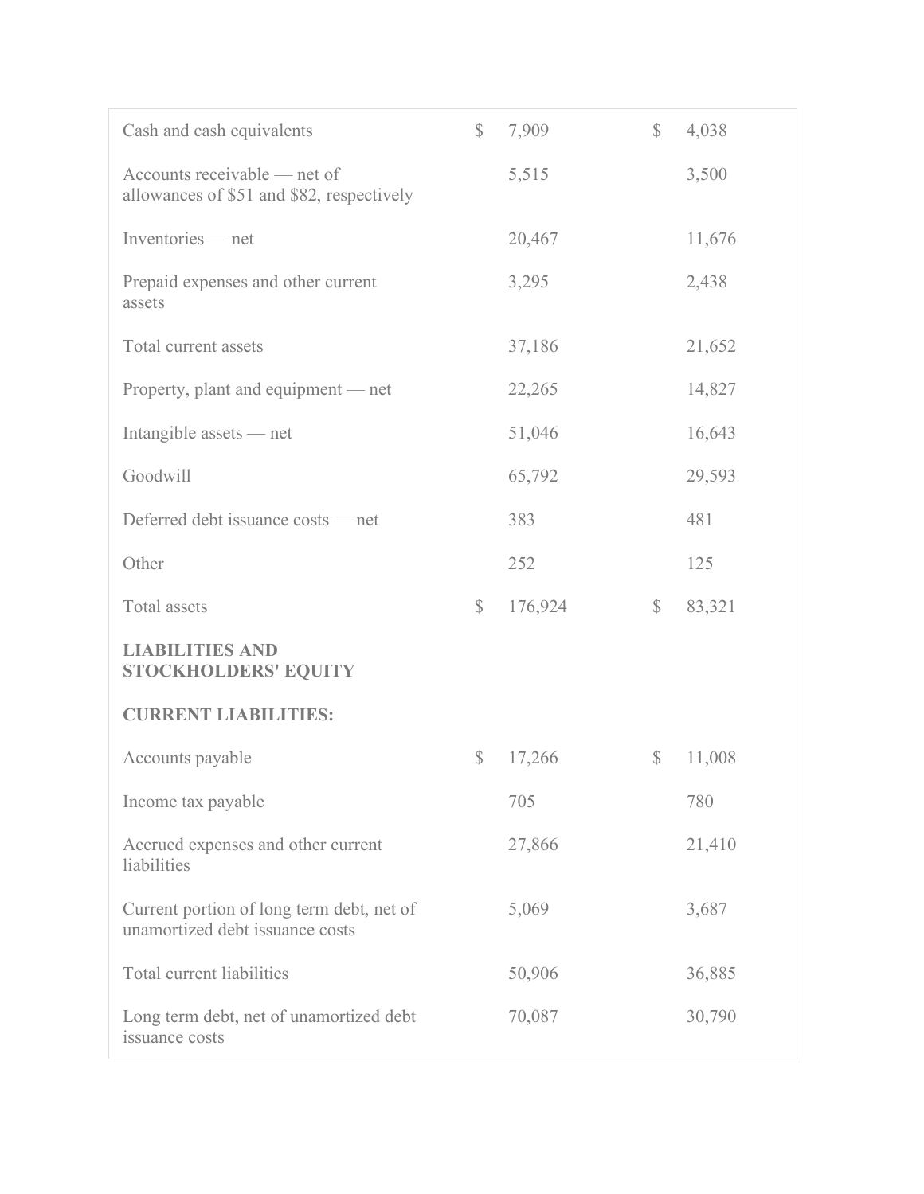| | | | | |
|---|---|---|---|---|
| Cash and cash equivalents | $ | 7,909 | $ | 4,038 |
| Accounts receivable — net of allowances of $51 and $82, respectively | | 5,515 | | 3,500 |
| Inventories — net | | 20,467 | | 11,676 |
| Prepaid expenses and other current assets | | 3,295 | | 2,438 |
| Total current assets | | 37,186 | | 21,652 |
| Property, plant and equipment — net | | 22,265 | | 14,827 |
| Intangible assets — net | | 51,046 | | 16,643 |
| Goodwill | | 65,792 | | 29,593 |
| Deferred debt issuance costs — net | | 383 | | 481 |
| Other | | 252 | | 125 |
| Total assets | $ | 176,924 | $ | 83,321 |
| **LIABILITIES AND STOCKHOLDERS' EQUITY** | | | | |
| **CURRENT LIABILITIES:** | | | | |
| Accounts payable | $ | 17,266 | $ | 11,008 |
| Income tax payable | | 705 | | 780 |
| Accrued expenses and other current liabilities | | 27,866 | | 21,410 |
| Current portion of long term debt, net of unamortized debt issuance costs | | 5,069 | | 3,687 |
| Total current liabilities | | 50,906 | | 36,885 |
| Long term debt, net of unamortized debt issuance costs | | 70,087 | | 30,790 |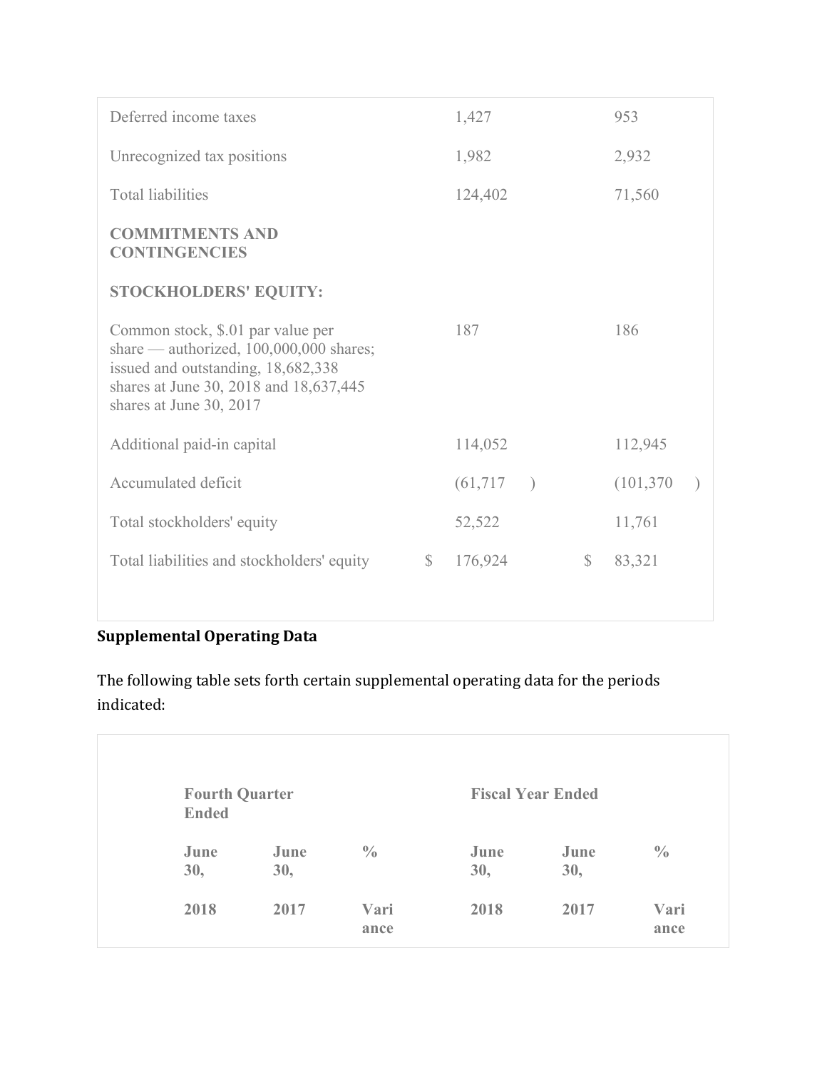| | | |
|---|---|---|
| Deferred income taxes | 1,427 | 953 |
| Unrecognized tax positions | 1,982 | 2,932 |
| Total liabilities | 124,402 | 71,560 |
| **COMMITMENTS AND CONTINGENCIES** | | |
| **STOCKHOLDERS' EQUITY:** | | |
| Common stock, $.01 par value per share — authorized, 100,000,000 shares; issued and outstanding, 18,682,338 shares at June 30, 2018 and 18,637,445 shares at June 30, 2017 | 187 | 186 |
| Additional paid-in capital | 114,052 | 112,945 |
| Accumulated deficit | (61,717 ) | (101,370 ) |
| Total stockholders' equity | 52,522 | 11,761 |
| Total liabilities and stockholders' equity | $ 176,924 | $ 83,321 |

**Supplemental Operating Data**

The following table sets forth certain supplemental operating data for the periods indicated:

| | **Fourth Quarter Ended** | | | **Fiscal Year Ended** | | |
|---|---|---|---|---|---|---|
| | **June 30, 2018** | **June 30, 2017** | **% Variance** | **June 30, 2018** | **June 30, 2017** | **% Variance** |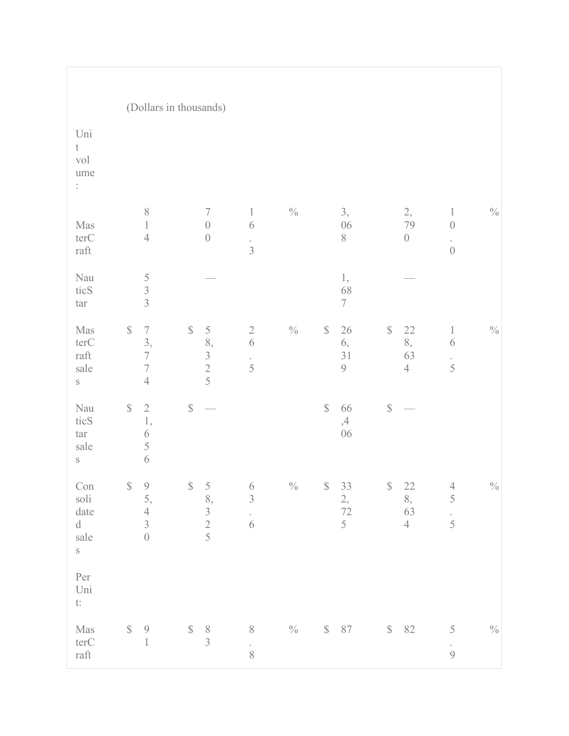(Dollars in thousands)

| | | | | | | | |
|---|---|---|---|---|---|---|---|
| Unit volume: | | | | | | | |
| MasterCraft | 814 | 700 | 16.3 | % | 3,068 | 2,790 | 10.0 | % |
| NauticStar | 533 | — | | | 1,687 | — | | |
| MasterCraft sales | $ 73,774 | $ 58,325 | 26.5 | % | $ 266,319 | $ 228,634 | 16.5 | % |
| NauticStar sales | $ 21,656 | $ — | | | $ 66,406 | $ — | | |
| Consolidated sales | $ 95,430 | $ 58,325 | 63.6 | % | $ 332,725 | $ 228,634 | 45.5 | % |
| Per Unit: | | | | | | | | |
| MasterCraft | $ 91 | $ 83 | 8.8 | % | $ 87 | $ 82 | 5.9 | % |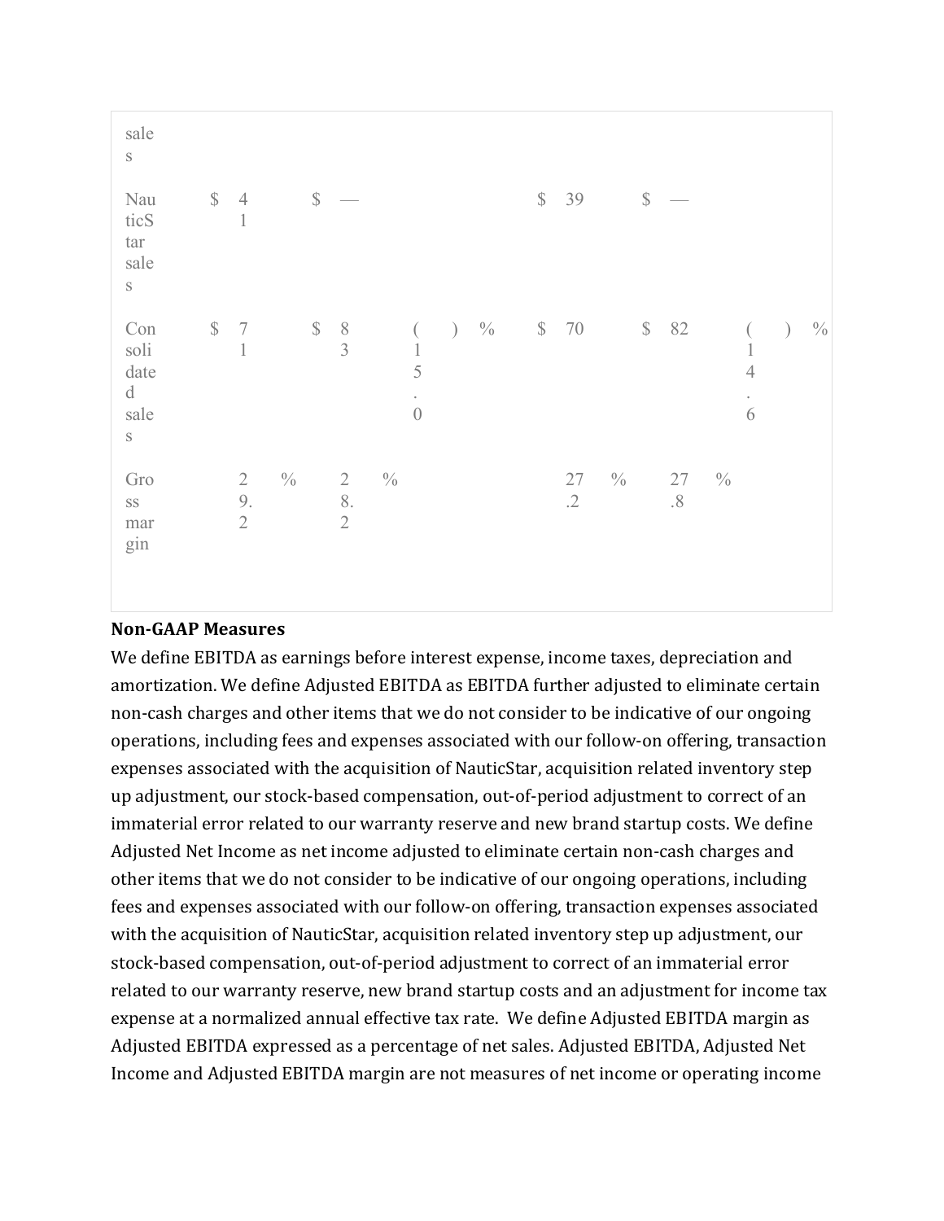| | | | | | | | |
|---|---|---|---|---|---|---|---|
| sales | | | | | | | |
| NauticStar sales | $ 41 | | $ — | | $ 39 | $ — | |
| Consolidated sales | $ 71 | | $ 83 | (15.0) % | $ 70 | $ 82 | (14.6) % |
| Gross margin | 29.2 % | | 28.2 % | | 27.2 % | 27.8 % | |

**Non-GAAP Measures**

We define EBITDA as earnings before interest expense, income taxes, depreciation and amortization. We define Adjusted EBITDA as EBITDA further adjusted to eliminate certain non-cash charges and other items that we do not consider to be indicative of our ongoing operations, including fees and expenses associated with our follow-on offering, transaction expenses associated with the acquisition of NauticStar, acquisition related inventory step up adjustment, our stock-based compensation, out-of-period adjustment to correct of an immaterial error related to our warranty reserve and new brand startup costs. We define Adjusted Net Income as net income adjusted to eliminate certain non-cash charges and other items that we do not consider to be indicative of our ongoing operations, including fees and expenses associated with our follow-on offering, transaction expenses associated with the acquisition of NauticStar, acquisition related inventory step up adjustment, our stock-based compensation, out-of-period adjustment to correct of an immaterial error related to our warranty reserve, new brand startup costs and an adjustment for income tax expense at a normalized annual effective tax rate.  We define Adjusted EBITDA margin as Adjusted EBITDA expressed as a percentage of net sales. Adjusted EBITDA, Adjusted Net Income and Adjusted EBITDA margin are not measures of net income or operating income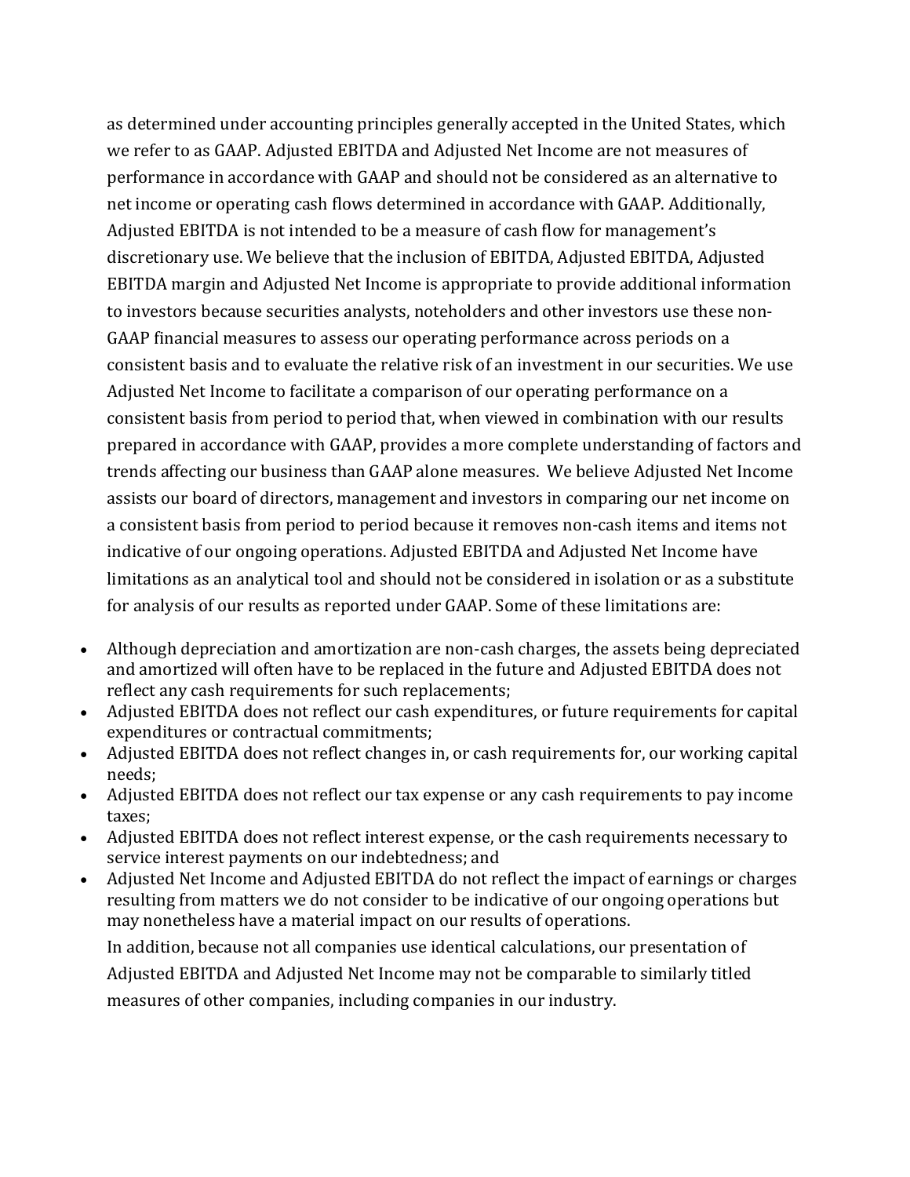as determined under accounting principles generally accepted in the United States, which we refer to as GAAP. Adjusted EBITDA and Adjusted Net Income are not measures of performance in accordance with GAAP and should not be considered as an alternative to net income or operating cash flows determined in accordance with GAAP. Additionally, Adjusted EBITDA is not intended to be a measure of cash flow for management's discretionary use. We believe that the inclusion of EBITDA, Adjusted EBITDA, Adjusted EBITDA margin and Adjusted Net Income is appropriate to provide additional information to investors because securities analysts, noteholders and other investors use these non-GAAP financial measures to assess our operating performance across periods on a consistent basis and to evaluate the relative risk of an investment in our securities. We use Adjusted Net Income to facilitate a comparison of our operating performance on a consistent basis from period to period that, when viewed in combination with our results prepared in accordance with GAAP, provides a more complete understanding of factors and trends affecting our business than GAAP alone measures. We believe Adjusted Net Income assists our board of directors, management and investors in comparing our net income on a consistent basis from period to period because it removes non-cash items and items not indicative of our ongoing operations. Adjusted EBITDA and Adjusted Net Income have limitations as an analytical tool and should not be considered in isolation or as a substitute for analysis of our results as reported under GAAP. Some of these limitations are:

- Although depreciation and amortization are non-cash charges, the assets being depreciated and amortized will often have to be replaced in the future and Adjusted EBITDA does not reflect any cash requirements for such replacements;
- Adjusted EBITDA does not reflect our cash expenditures, or future requirements for capital expenditures or contractual commitments;
- Adjusted EBITDA does not reflect changes in, or cash requirements for, our working capital needs;
- Adjusted EBITDA does not reflect our tax expense or any cash requirements to pay income taxes;
- Adjusted EBITDA does not reflect interest expense, or the cash requirements necessary to service interest payments on our indebtedness; and
- Adjusted Net Income and Adjusted EBITDA do not reflect the impact of earnings or charges resulting from matters we do not consider to be indicative of our ongoing operations but may nonetheless have a material impact on our results of operations.

In addition, because not all companies use identical calculations, our presentation of Adjusted EBITDA and Adjusted Net Income may not be comparable to similarly titled measures of other companies, including companies in our industry.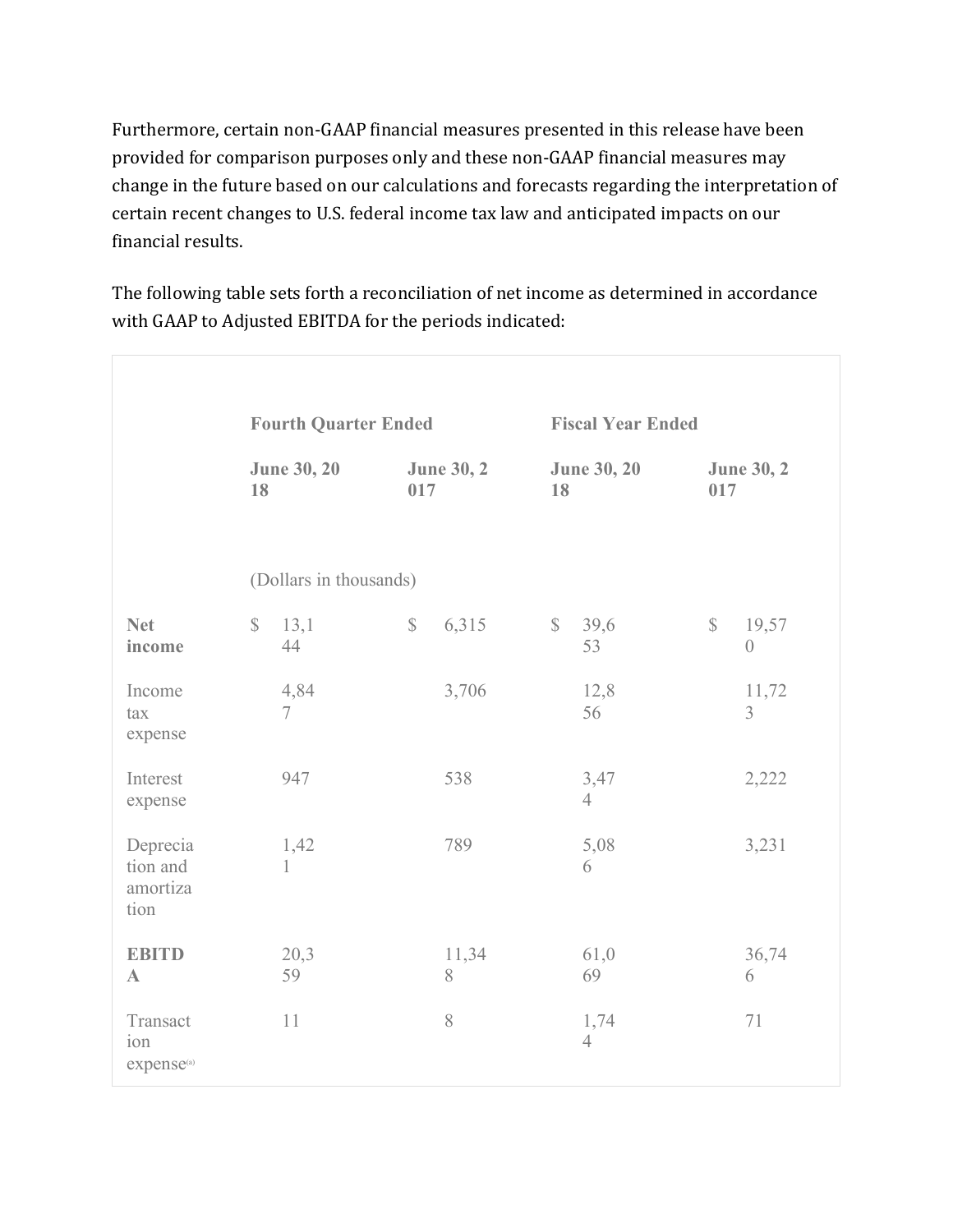Furthermore, certain non-GAAP financial measures presented in this release have been provided for comparison purposes only and these non-GAAP financial measures may change in the future based on our calculations and forecasts regarding the interpretation of certain recent changes to U.S. federal income tax law and anticipated impacts on our financial results.

The following table sets forth a reconciliation of net income as determined in accordance with GAAP to Adjusted EBITDA for the periods indicated:

| | **Fourth Quarter Ended** | | **Fiscal Year Ended** | |
|---|---|---|---|---|
| | **June 30, 2018** | **June 30, 2017** | **June 30, 2018** | **June 30, 2017** |
| | (Dollars in thousands) | | | |
| **Net income** | $ 13,144 | $ 6,315 | $ 39,653 | $ 19,570 |
| Income tax expense | 4,847 | 3,706 | 12,856 | 11,723 |
| Interest expense | 947 | 538 | 3,474 | 2,222 |
| Depreciation and amortization | 1,421 | 789 | 5,086 | 3,231 |
| **EBITDA** | 20,359 | 11,348 | 61,069 | 36,746 |
| Transaction expense[(a)] | 11 | 8 | 1,744 | 71 |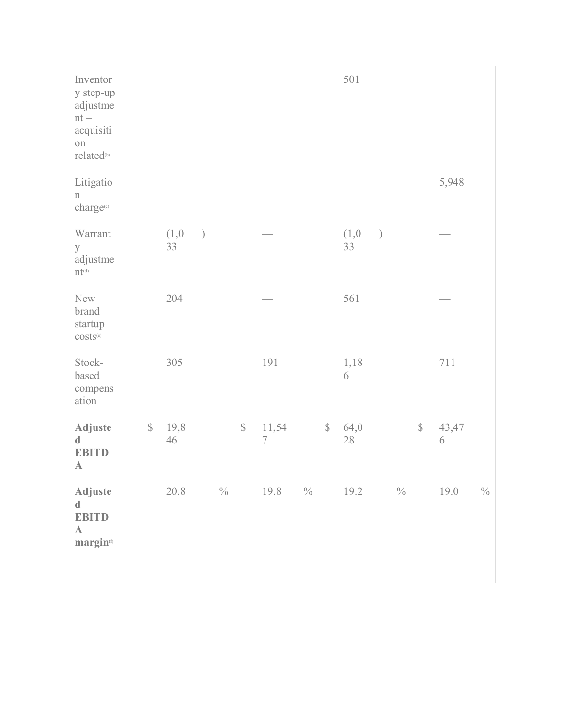| | | | | |
|---|---|---|---|---|
| Inventory step-up adjustment – acquisition related[(b)] | — | — | 501 | — |
| Litigation charge[(c)] | — | — | — | 5,948 |
| Warranty adjustment[(d)] | (1,033) | — | (1,033) | — |
| New brand startup costs[(e)] | 204 | — | 561 | — |
| Stock-based compensation | 305 | 191 | 1,186 | 711 |
| **Adjusted EBITDA** | $ 19,846 | $ 11,547 | $ 64,028 | $ 43,476 |
| **Adjusted EBITDA margin[(f)]** | 20.8 % | 19.8 % | 19.2 % | 19.0 % |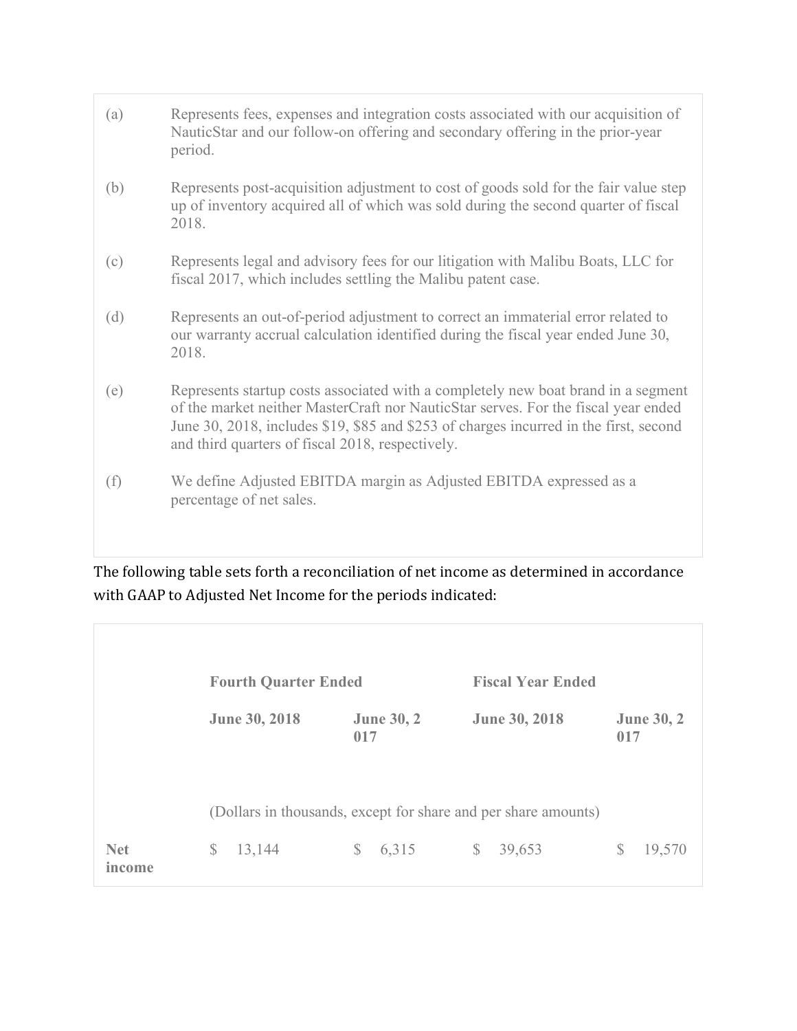| | |
|---|---|
| (a) | Represents fees, expenses and integration costs associated with our acquisition of NauticStar and our follow-on offering and secondary offering in the prior-year period. |
| (b) | Represents post-acquisition adjustment to cost of goods sold for the fair value step up of inventory acquired all of which was sold during the second quarter of fiscal 2018. |
| (c) | Represents legal and advisory fees for our litigation with Malibu Boats, LLC for fiscal 2017, which includes settling the Malibu patent case. |
| (d) | Represents an out-of-period adjustment to correct an immaterial error related to our warranty accrual calculation identified during the fiscal year ended June 30, 2018. |
| (e) | Represents startup costs associated with a completely new boat brand in a segment of the market neither MasterCraft nor NauticStar serves. For the fiscal year ended June 30, 2018, includes $19, $85 and $253 of charges incurred in the first, second and third quarters of fiscal 2018, respectively. |
| (f) | We define Adjusted EBITDA margin as Adjusted EBITDA expressed as a percentage of net sales. |

The following table sets forth a reconciliation of net income as determined in accordance with GAAP to Adjusted Net Income for the periods indicated:

| | **Fourth Quarter Ended** | | **Fiscal Year Ended** | |
|---|---|---|---|---|
| | **June 30, 2018** | **June 30, 2017** | **June 30, 2018** | **June 30, 2017** |
| | (Dollars in thousands, except for share and per share amounts) | | | |
| **Net income** | $ 13,144 | $ 6,315 | $ 39,653 | $ 19,570 |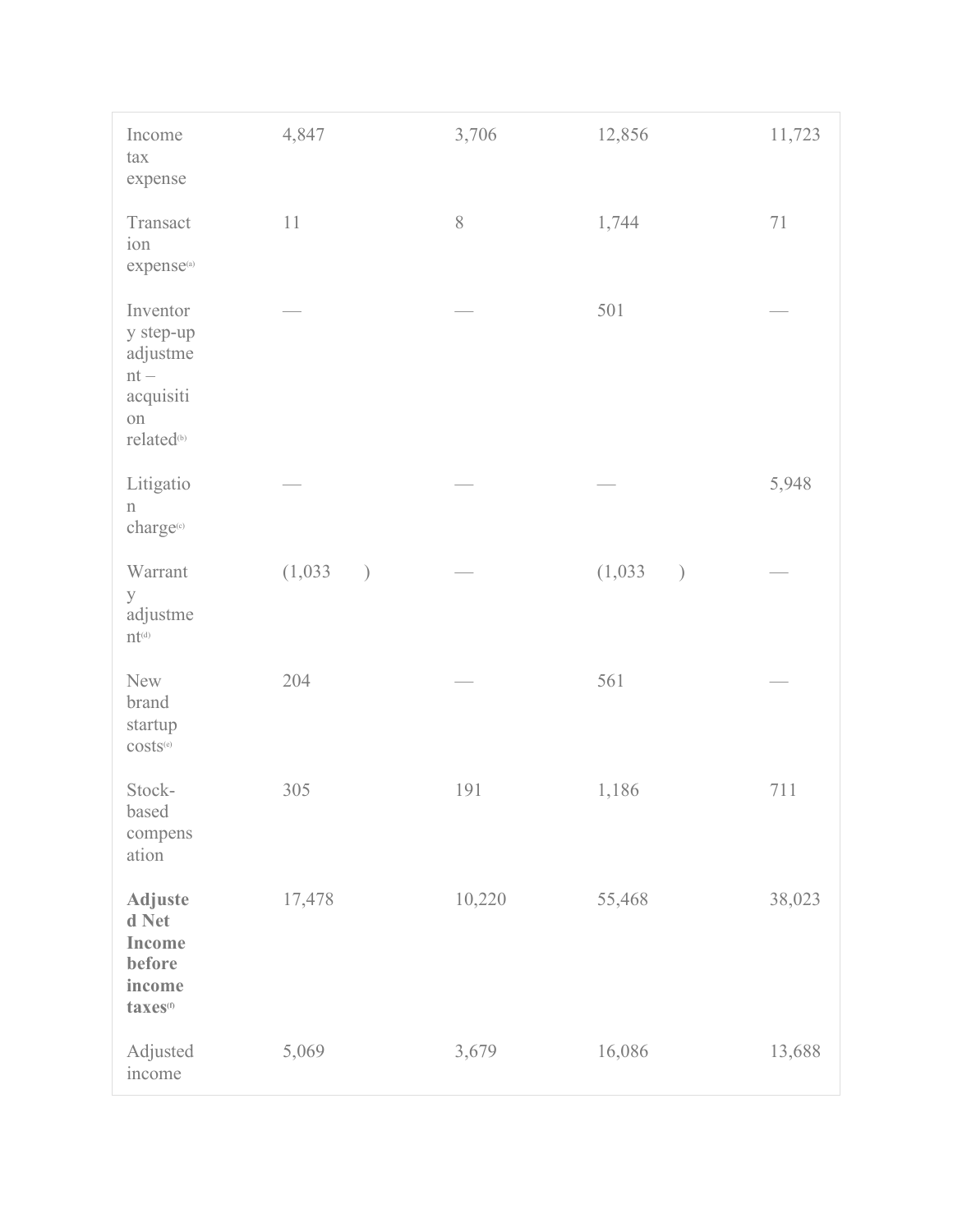| | | | | |
|---|---|---|---|---|
| Income tax expense | 4,847 | 3,706 | 12,856 | 11,723 |
| Transaction expense[(a)] | 11 | 8 | 1,744 | 71 |
| Inventory step-up adjustment – acquisition related[(b)] | — | — | 501 | — |
| Litigation charge[(c)] | — | — | — | 5,948 |
| Warranty adjustment[(d)] | (1,033 ) | — | (1,033 ) | — |
| New brand startup costs[(e)] | 204 | — | 561 | — |
| Stock-based compensation | 305 | 191 | 1,186 | 711 |
| **Adjusted Net Income before income taxes**[(f)] | 17,478 | 10,220 | 55,468 | 38,023 |
| Adjusted income | 5,069 | 3,679 | 16,086 | 13,688 |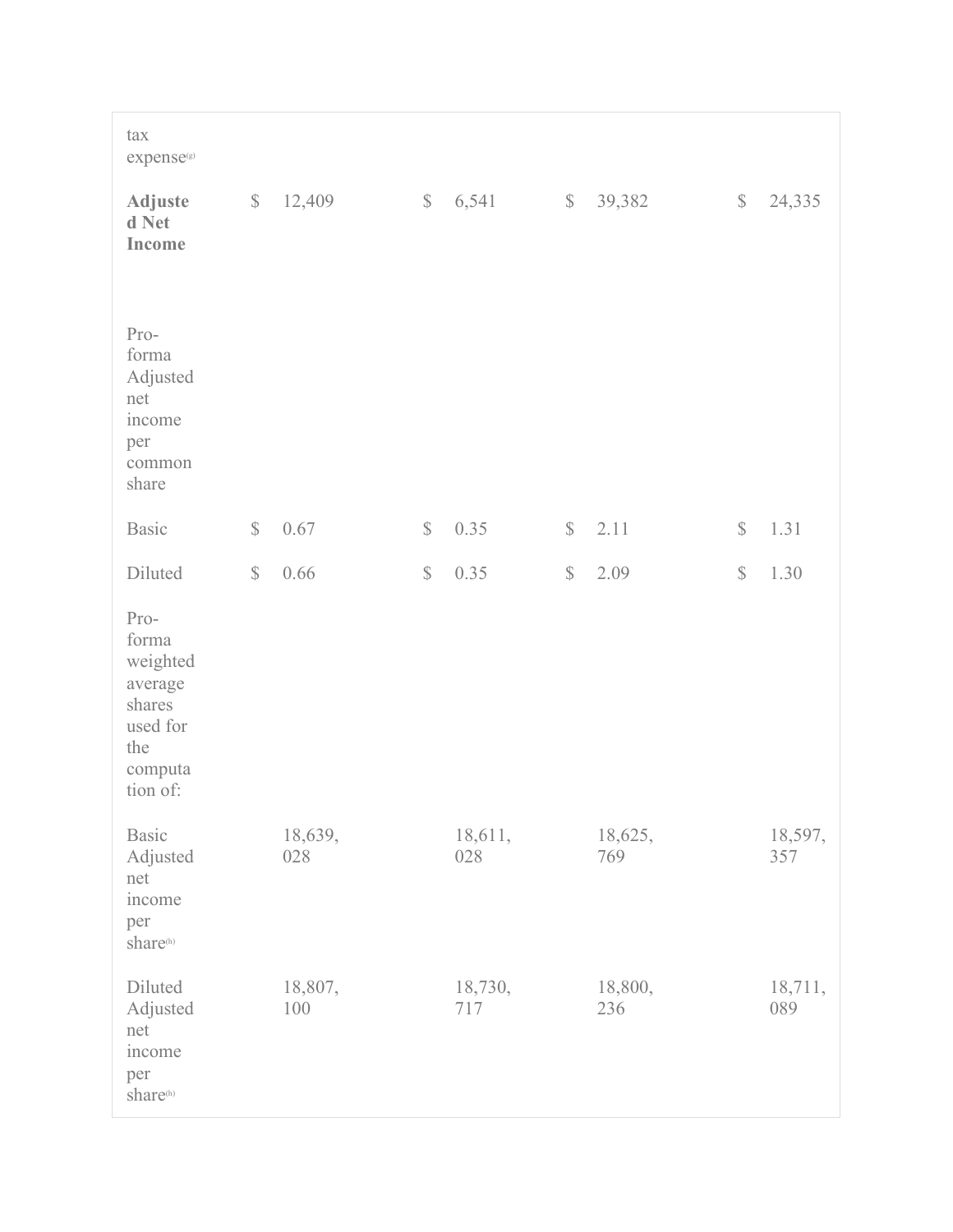| | | | | |
|---|---|---|---|---|
| tax expense[(g)] | | | | |
| **Adjusted Net Income** | $ 12,409 | $ 6,541 | $ 39,382 | $ 24,335 |
| Pro-forma Adjusted net income per common share | | | | |
| Basic | $ 0.67 | $ 0.35 | $ 2.11 | $ 1.31 |
| Diluted | $ 0.66 | $ 0.35 | $ 2.09 | $ 1.30 |
| Pro-forma weighted average shares used for the computation of: | | | | |
| Basic Adjusted net income per share[(h)] | 18,639,028 | 18,611,028 | 18,625,769 | 18,597,357 |
| Diluted Adjusted net income per share[(h)] | 18,807,100 | 18,730,717 | 18,800,236 | 18,711,089 |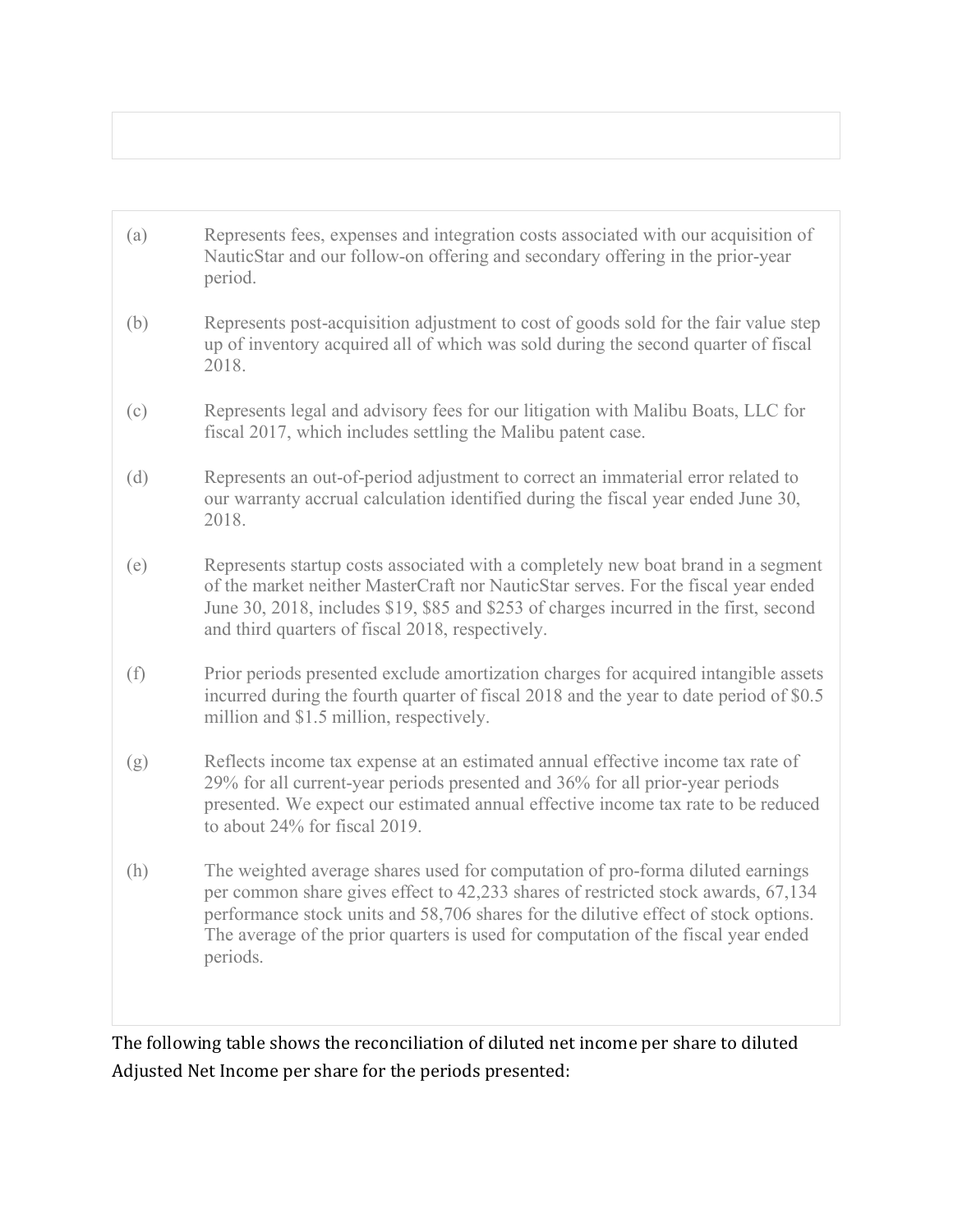(a) Represents fees, expenses and integration costs associated with our acquisition of NauticStar and our follow-on offering and secondary offering in the prior-year period.

(b) Represents post-acquisition adjustment to cost of goods sold for the fair value step up of inventory acquired all of which was sold during the second quarter of fiscal 2018.

(c) Represents legal and advisory fees for our litigation with Malibu Boats, LLC for fiscal 2017, which includes settling the Malibu patent case.

(d) Represents an out-of-period adjustment to correct an immaterial error related to our warranty accrual calculation identified during the fiscal year ended June 30, 2018.

(e) Represents startup costs associated with a completely new boat brand in a segment of the market neither MasterCraft nor NauticStar serves. For the fiscal year ended June 30, 2018, includes $19, $85 and $253 of charges incurred in the first, second and third quarters of fiscal 2018, respectively.

(f) Prior periods presented exclude amortization charges for acquired intangible assets incurred during the fourth quarter of fiscal 2018 and the year to date period of $0.5 million and $1.5 million, respectively.

(g) Reflects income tax expense at an estimated annual effective income tax rate of 29% for all current-year periods presented and 36% for all prior-year periods presented. We expect our estimated annual effective income tax rate to be reduced to about 24% for fiscal 2019.

(h) The weighted average shares used for computation of pro-forma diluted earnings per common share gives effect to 42,233 shares of restricted stock awards, 67,134 performance stock units and 58,706 shares for the dilutive effect of stock options. The average of the prior quarters is used for computation of the fiscal year ended periods.

The following table shows the reconciliation of diluted net income per share to diluted Adjusted Net Income per share for the periods presented: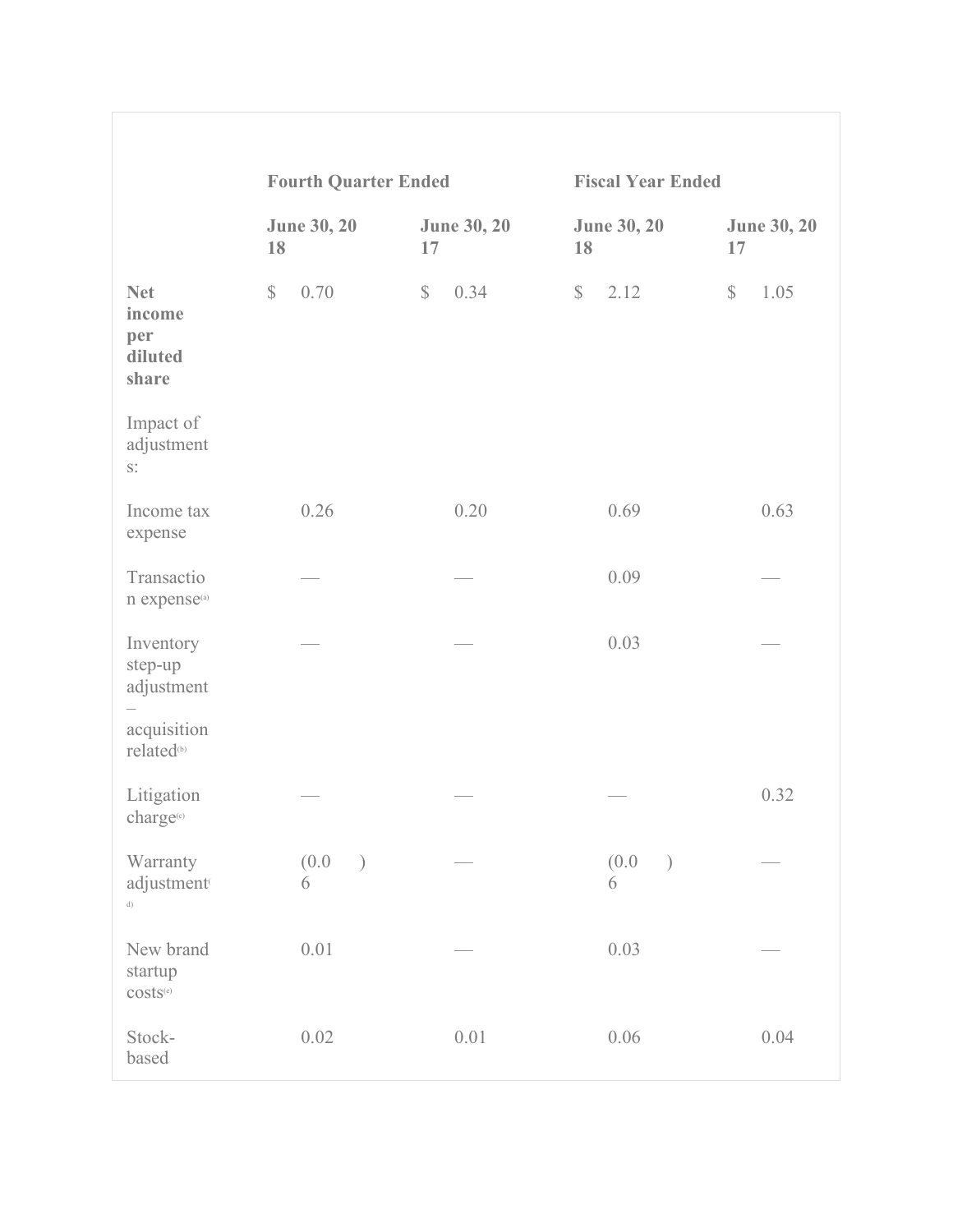| | Fourth Quarter Ended | | Fiscal Year Ended | |
|---|---|---|---|---|
| | June 30, 2018 | June 30, 2017 | June 30, 2018 | June 30, 2017 |
| **Net income per diluted share** | $ 0.70 | $ 0.34 | $ 2.12 | $ 1.05 |
| Impact of adjustments: | | | | |
| Income tax expense | 0.26 | 0.20 | 0.69 | 0.63 |
| Transaction expense[(a)] | — | — | 0.09 | — |
| Inventory step-up adjustment – acquisition related[(b)] | — | — | 0.03 | — |
| Litigation charge[(c)] | — | — | — | 0.32 |
| Warranty adjustment[(d)] | (0.06) | — | (0.06) | — |
| New brand startup costs[(e)] | 0.01 | — | 0.03 | — |
| Stock-based | 0.02 | 0.01 | 0.06 | 0.04 |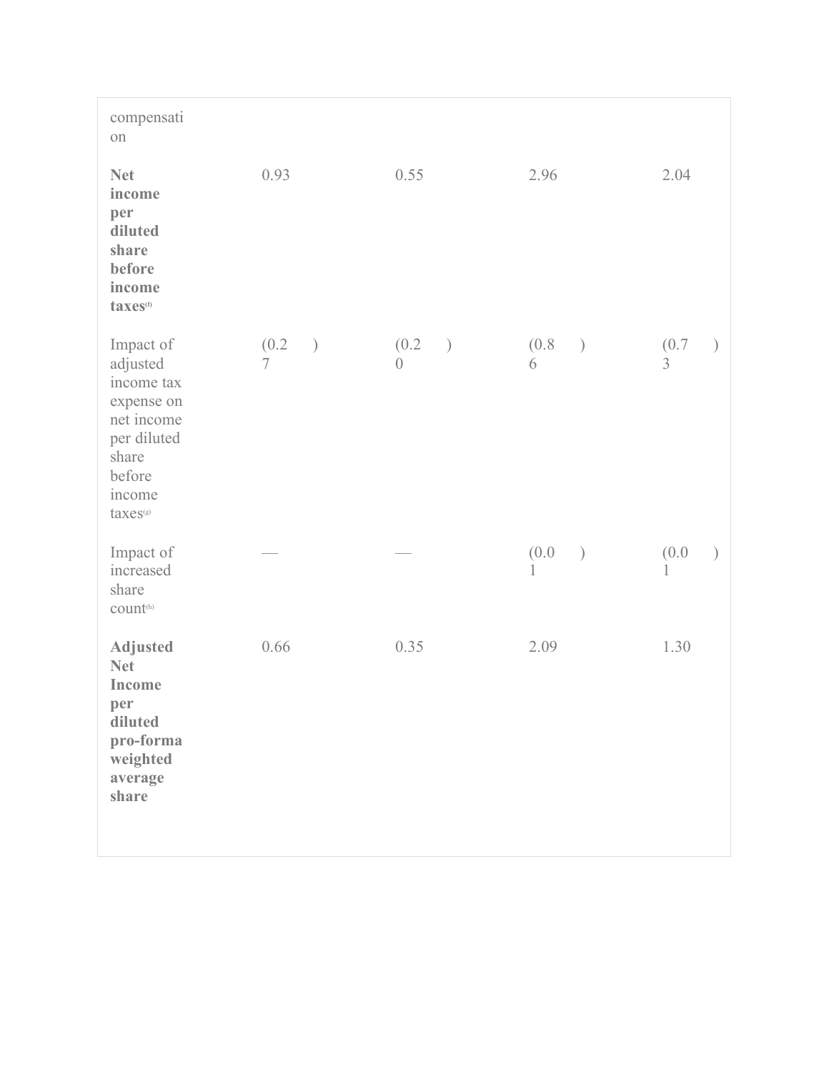| compensation | | | | |
| --- | --- | --- | --- | --- |
| **Net income per diluted share before income taxes**(f) | 0.93 | 0.55 | 2.96 | 2.04 |
| Impact of adjusted income tax expense on net income per diluted share before income taxes(g) | (0.27) | (0.20) | (0.86) | (0.73) |
| Impact of increased share count(h) | — | — | (0.01) | (0.01) |
| **Adjusted Net Income per diluted pro-forma weighted average share** | 0.66 | 0.35 | 2.09 | 1.30 |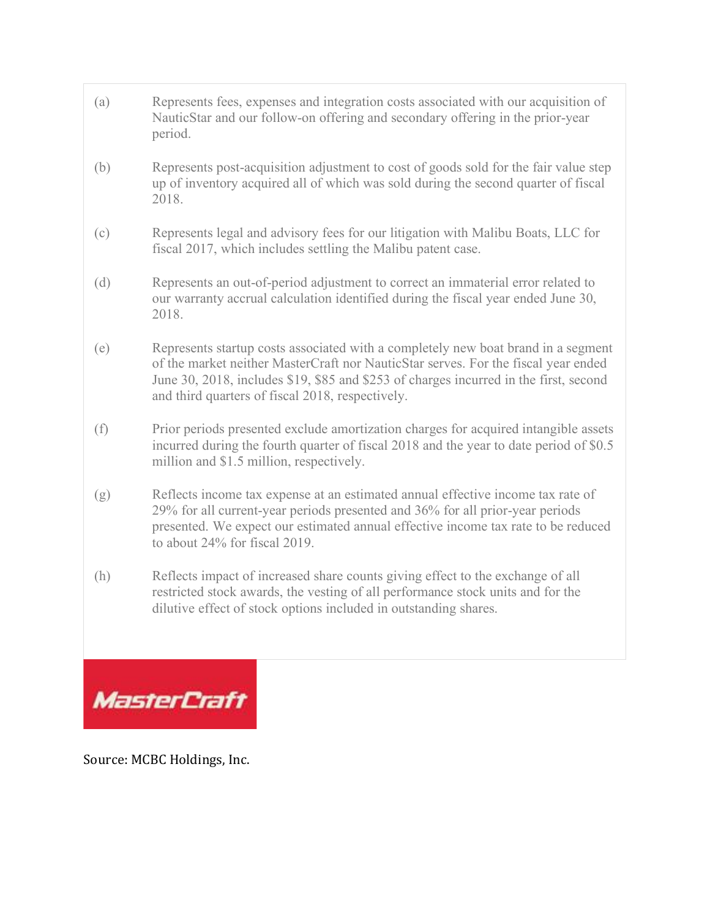(a) Represents fees, expenses and integration costs associated with our acquisition of NauticStar and our follow-on offering and secondary offering in the prior-year period.

(b) Represents post-acquisition adjustment to cost of goods sold for the fair value step up of inventory acquired all of which was sold during the second quarter of fiscal 2018.

(c) Represents legal and advisory fees for our litigation with Malibu Boats, LLC for fiscal 2017, which includes settling the Malibu patent case.

(d) Represents an out-of-period adjustment to correct an immaterial error related to our warranty accrual calculation identified during the fiscal year ended June 30, 2018.

(e) Represents startup costs associated with a completely new boat brand in a segment of the market neither MasterCraft nor NauticStar serves. For the fiscal year ended June 30, 2018, includes $19, $85 and $253 of charges incurred in the first, second and third quarters of fiscal 2018, respectively.

(f) Prior periods presented exclude amortization charges for acquired intangible assets incurred during the fourth quarter of fiscal 2018 and the year to date period of $0.5 million and $1.5 million, respectively.

(g) Reflects income tax expense at an estimated annual effective income tax rate of 29% for all current-year periods presented and 36% for all prior-year periods presented. We expect our estimated annual effective income tax rate to be reduced to about 24% for fiscal 2019.

(h) Reflects impact of increased share counts giving effect to the exchange of all restricted stock awards, the vesting of all performance stock units and for the dilutive effect of stock options included in outstanding shares.

MasterCraft

Source: MCBC Holdings, Inc.